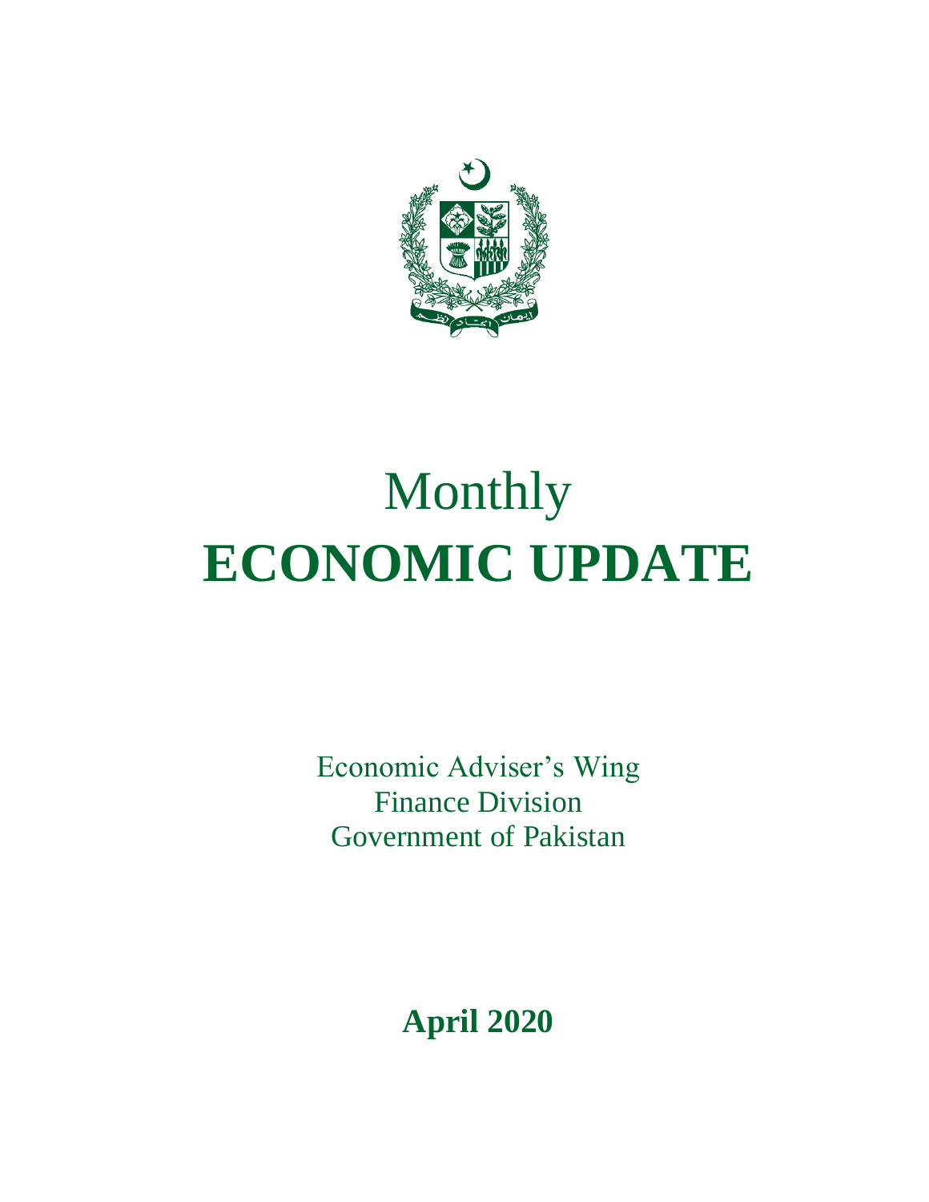# Monthly
# ECONOMIC UPDATE

Economic Adviser's Wing
Finance Division
Government of Pakistan

**April 2020**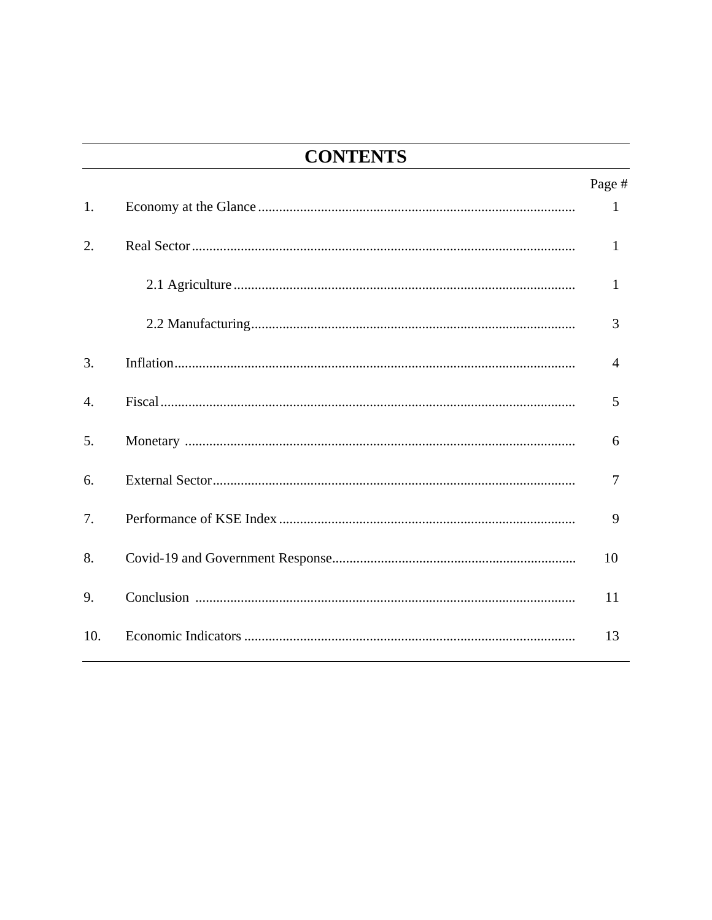# CONTENTS

| | | Page # |
|---|---|---|
| 1. | Economy at the Glance | 1 |
| 2. | Real Sector | 1 |
| | 2.1 Agriculture | 1 |
| | 2.2 Manufacturing | 3 |
| 3. | Inflation | 4 |
| 4. | Fiscal | 5 |
| 5. | Monetary | 6 |
| 6. | External Sector | 7 |
| 7. | Performance of KSE Index | 9 |
| 8. | Covid-19 and Government Response | 10 |
| 9. | Conclusion | 11 |
| 10. | Economic Indicators | 13 |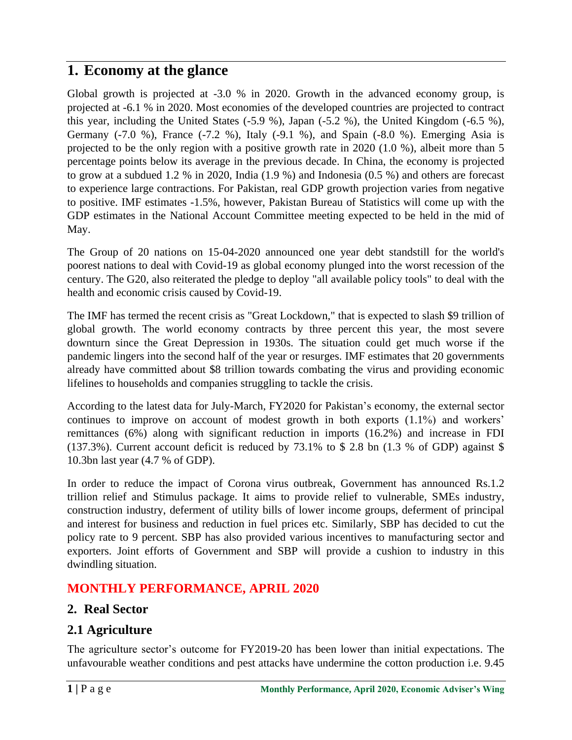# 1. Economy at the glance

Global growth is projected at -3.0 % in 2020. Growth in the advanced economy group, is projected at -6.1 % in 2020. Most economies of the developed countries are projected to contract this year, including the United States (-5.9 %), Japan (-5.2 %), the United Kingdom (-6.5 %), Germany (-7.0 %), France (-7.2 %), Italy (-9.1 %), and Spain (-8.0 %). Emerging Asia is projected to be the only region with a positive growth rate in 2020 (1.0 %), albeit more than 5 percentage points below its average in the previous decade. In China, the economy is projected to grow at a subdued 1.2 % in 2020, India (1.9 %) and Indonesia (0.5 %) and others are forecast to experience large contractions. For Pakistan, real GDP growth projection varies from negative to positive. IMF estimates -1.5%, however, Pakistan Bureau of Statistics will come up with the GDP estimates in the National Account Committee meeting expected to be held in the mid of May.

The Group of 20 nations on 15-04-2020 announced one year debt standstill for the world's poorest nations to deal with Covid-19 as global economy plunged into the worst recession of the century. The G20, also reiterated the pledge to deploy "all available policy tools" to deal with the health and economic crisis caused by Covid-19.

The IMF has termed the recent crisis as "Great Lockdown," that is expected to slash $9 trillion of global growth. The world economy contracts by three percent this year, the most severe downturn since the Great Depression in 1930s. The situation could get much worse if the pandemic lingers into the second half of the year or resurges. IMF estimates that 20 governments already have committed about $8 trillion towards combating the virus and providing economic lifelines to households and companies struggling to tackle the crisis.

According to the latest data for July-March, FY2020 for Pakistan's economy, the external sector continues to improve on account of modest growth in both exports (1.1%) and workers' remittances (6%) along with significant reduction in imports (16.2%) and increase in FDI (137.3%). Current account deficit is reduced by 73.1% to $ 2.8 bn (1.3 % of GDP) against $ 10.3bn last year (4.7 % of GDP).

In order to reduce the impact of Corona virus outbreak, Government has announced Rs.1.2 trillion relief and Stimulus package. It aims to provide relief to vulnerable, SMEs industry, construction industry, deferment of utility bills of lower income groups, deferment of principal and interest for business and reduction in fuel prices etc. Similarly, SBP has decided to cut the policy rate to 9 percent. SBP has also provided various incentives to manufacturing sector and exporters. Joint efforts of Government and SBP will provide a cushion to industry in this dwindling situation.

## MONTHLY PERFORMANCE, APRIL 2020

# 2. Real Sector

## 2.1 Agriculture

The agriculture sector's outcome for FY2019-20 has been lower than initial expectations. The unfavourable weather conditions and pest attacks have undermine the cotton production i.e. 9.45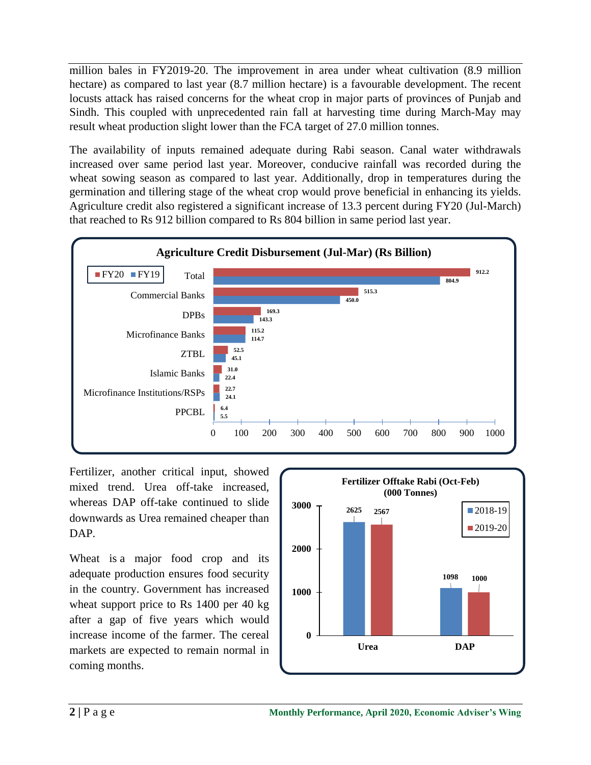million bales in FY2019-20. The improvement in area under wheat cultivation (8.9 million hectare) as compared to last year (8.7 million hectare) is a favourable development. The recent locusts attack has raised concerns for the wheat crop in major parts of provinces of Punjab and Sindh. This coupled with unprecedented rain fall at harvesting time during March-May may result wheat production slight lower than the FCA target of 27.0 million tonnes.

The availability of inputs remained adequate during Rabi season. Canal water withdrawals increased over same period last year. Moreover, conducive rainfall was recorded during the wheat sowing season as compared to last year. Additionally, drop in temperatures during the germination and tillering stage of the wheat crop would prove beneficial in enhancing its yields. Agriculture credit also registered a significant increase of 13.3 percent during FY20 (Jul-March) that reached to Rs 912 billion compared to Rs 804 billion in same period last year.

**Agriculture Credit Disbursement (Jul-Mar) (Rs Billion)**

| | FY20 | FY19 |
|---|---|---|
| Total | 912.2 | 804.9 |
| Commercial Banks | 515.3 | 450.0 |
| DPBs | 169.3 | 143.3 |
| Microfinance Banks | 115.2 | 114.7 |
| ZTBL | 52.5 | 45.1 |
| Islamic Banks | 31.0 | 22.4 |
| Microfinance Institutions/RSPs | 22.7 | 24.1 |
| PPCBL | 6.4 | 5.5 |

Fertilizer, another critical input, showed mixed trend. Urea off-take increased, whereas DAP off-take continued to slide downwards as Urea remained cheaper than DAP.

Wheat is a major food crop and its adequate production ensures food security in the country. Government has increased wheat support price to Rs 1400 per 40 kg after a gap of five years which would increase income of the farmer. The cereal markets are expected to remain normal in coming months.

**Fertilizer Offtake Rabi (Oct-Feb) (000 Tonnes)**

| | 2018-19 | 2019-20 |
|---|---|---|
| Urea | 2625 | 2567 |
| DAP | 1098 | 1000 |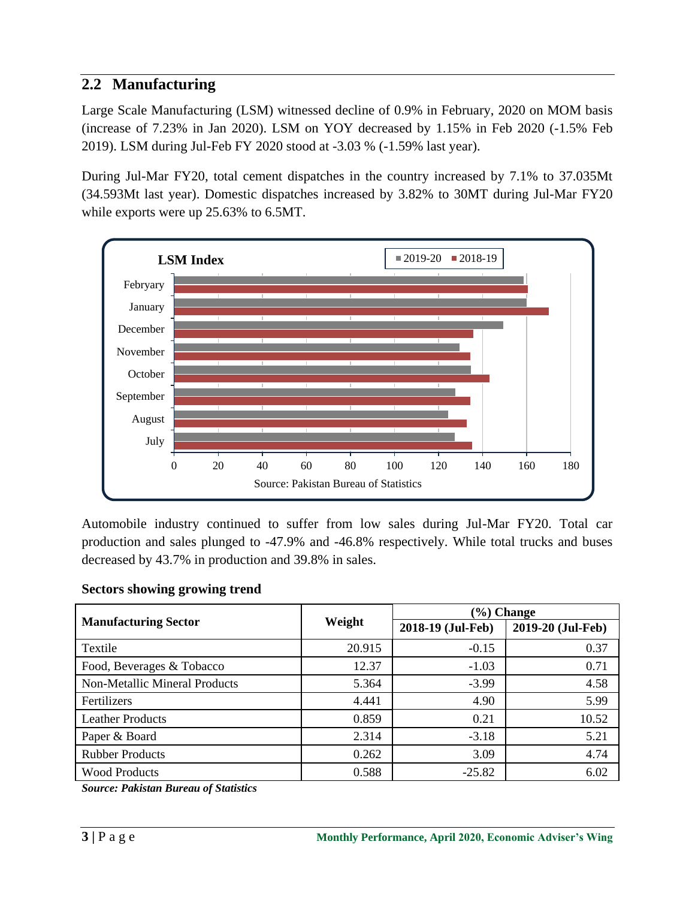## 2.2 Manufacturing

Large Scale Manufacturing (LSM) witnessed decline of 0.9% in February, 2020 on MOM basis (increase of 7.23% in Jan 2020). LSM on YOY decreased by 1.15% in Feb 2020 (-1.5% Feb 2019). LSM during Jul-Feb FY 2020 stood at -3.03 % (-1.59% last year).

During Jul-Mar FY20, total cement dispatches in the country increased by 7.1% to 37.035Mt (34.593Mt last year). Domestic dispatches increased by 3.82% to 30MT during Jul-Mar FY20 while exports were up 25.63% to 6.5MT.

**LSM Index**

Legend: 2019-20, 2018-19

Categories (y-axis): Febryary, January, December, November, October, September, August, July

X-axis: 0, 20, 40, 60, 80, 100, 120, 140, 160, 180

Source: Pakistan Bureau of Statistics

Automobile industry continued to suffer from low sales during Jul-Mar FY20. Total car production and sales plunged to -47.9% and -46.8% respectively. While total trucks and buses decreased by 43.7% in production and 39.8% in sales.

**Sectors showing growing trend**

| Manufacturing Sector | Weight | (%) Change | |
|---|---|---|---|
| | | 2018-19 (Jul-Feb) | 2019-20 (Jul-Feb) |
| Textile | 20.915 | -0.15 | 0.37 |
| Food, Beverages & Tobacco | 12.37 | -1.03 | 0.71 |
| Non-Metallic Mineral Products | 5.364 | -3.99 | 4.58 |
| Fertilizers | 4.441 | 4.90 | 5.99 |
| Leather Products | 0.859 | 0.21 | 10.52 |
| Paper & Board | 2.314 | -3.18 | 5.21 |
| Rubber Products | 0.262 | 3.09 | 4.74 |
| Wood Products | 0.588 | -25.82 | 6.02 |

***Source: Pakistan Bureau of Statistics***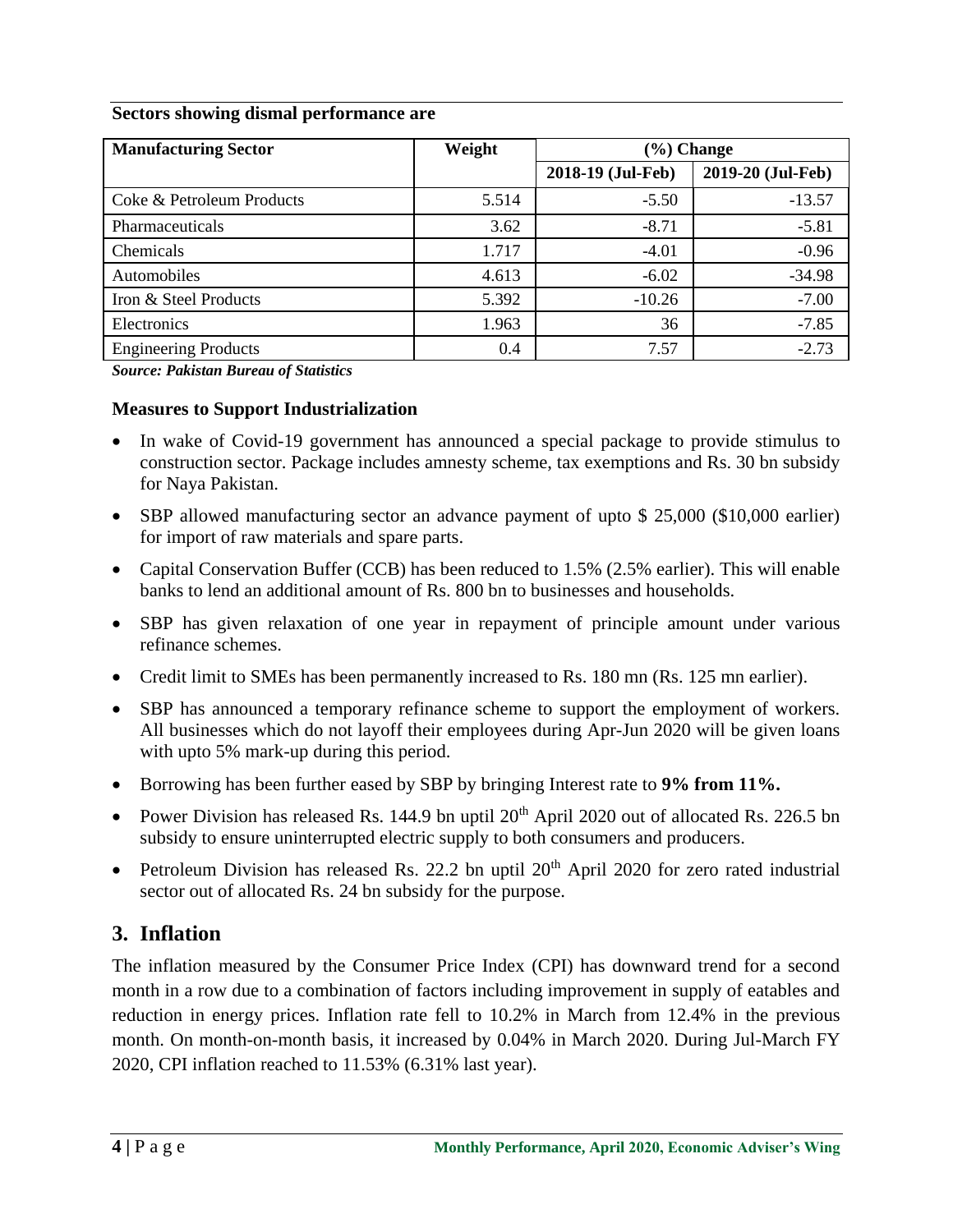**Sectors showing dismal performance are**

| Manufacturing Sector | Weight | (%) Change | |
|---|---|---|---|
| | | 2018-19 (Jul-Feb) | 2019-20 (Jul-Feb) |
| Coke & Petroleum Products | 5.514 | -5.50 | -13.57 |
| Pharmaceuticals | 3.62 | -8.71 | -5.81 |
| Chemicals | 1.717 | -4.01 | -0.96 |
| Automobiles | 4.613 | -6.02 | -34.98 |
| Iron & Steel Products | 5.392 | -10.26 | -7.00 |
| Electronics | 1.963 | 36 | -7.85 |
| Engineering Products | 0.4 | 7.57 | -2.73 |

***Source: Pakistan Bureau of Statistics***

**Measures to Support Industrialization**

- In wake of Covid-19 government has announced a special package to provide stimulus to construction sector. Package includes amnesty scheme, tax exemptions and Rs. 30 bn subsidy for Naya Pakistan.
- SBP allowed manufacturing sector an advance payment of upto $ 25,000 ($10,000 earlier) for import of raw materials and spare parts.
- Capital Conservation Buffer (CCB) has been reduced to 1.5% (2.5% earlier). This will enable banks to lend an additional amount of Rs. 800 bn to businesses and households.
- SBP has given relaxation of one year in repayment of principle amount under various refinance schemes.
- Credit limit to SMEs has been permanently increased to Rs. 180 mn (Rs. 125 mn earlier).
- SBP has announced a temporary refinance scheme to support the employment of workers. All businesses which do not layoff their employees during Apr-Jun 2020 will be given loans with upto 5% mark-up during this period.
- Borrowing has been further eased by SBP by bringing Interest rate to **9% from 11%.**
- Power Division has released Rs. 144.9 bn uptil 20th April 2020 out of allocated Rs. 226.5 bn subsidy to ensure uninterrupted electric supply to both consumers and producers.
- Petroleum Division has released Rs. 22.2 bn uptil 20th April 2020 for zero rated industrial sector out of allocated Rs. 24 bn subsidy for the purpose.

## 3. Inflation

The inflation measured by the Consumer Price Index (CPI) has downward trend for a second month in a row due to a combination of factors including improvement in supply of eatables and reduction in energy prices. Inflation rate fell to 10.2% in March from 12.4% in the previous month. On month-on-month basis, it increased by 0.04% in March 2020. During Jul-March FY 2020, CPI inflation reached to 11.53% (6.31% last year).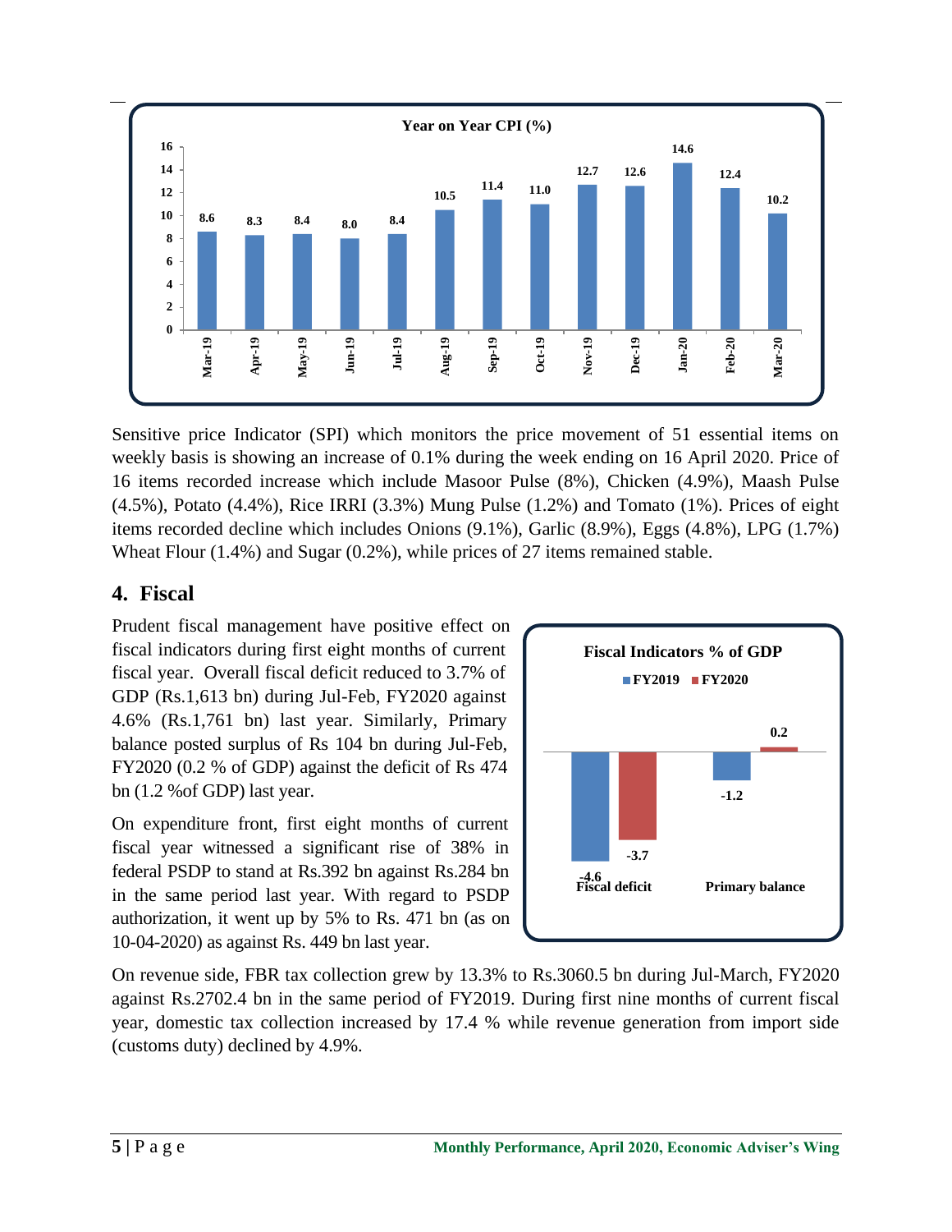**Year on Year CPI (%)**

| Month | CPI (%) |
|---|---|
| Mar-19 | 8.6 |
| Apr-19 | 8.3 |
| May-19 | 8.4 |
| Jun-19 | 8.0 |
| Jul-19 | 8.4 |
| Aug-19 | 10.5 |
| Sep-19 | 11.4 |
| Oct-19 | 11.0 |
| Nov-19 | 12.7 |
| Dec-19 | 12.6 |
| Jan-20 | 14.6 |
| Feb-20 | 12.4 |
| Mar-20 | 10.2 |

Sensitive price Indicator (SPI) which monitors the price movement of 51 essential items on weekly basis is showing an increase of 0.1% during the week ending on 16 April 2020. Price of 16 items recorded increase which include Masoor Pulse (8%), Chicken (4.9%), Maash Pulse (4.5%), Potato (4.4%), Rice IRRI (3.3%) Mung Pulse (1.2%) and Tomato (1%). Prices of eight items recorded decline which includes Onions (9.1%), Garlic (8.9%), Eggs (4.8%), LPG (1.7%) Wheat Flour (1.4%) and Sugar (0.2%), while prices of 27 items remained stable.

## 4. Fiscal

Prudent fiscal management have positive effect on fiscal indicators during first eight months of current fiscal year. Overall fiscal deficit reduced to 3.7% of GDP (Rs.1,613 bn) during Jul-Feb, FY2020 against 4.6% (Rs.1,761 bn) last year. Similarly, Primary balance posted surplus of Rs 104 bn during Jul-Feb, FY2020 (0.2 % of GDP) against the deficit of Rs 474 bn (1.2 %of GDP) last year.

**Fiscal Indicators % of GDP**

| | FY2019 | FY2020 |
|---|---|---|
| Fiscal deficit | -4.6 | -3.7 |
| Primary balance | -1.2 | 0.2 |

On expenditure front, first eight months of current fiscal year witnessed a significant rise of 38% in federal PSDP to stand at Rs.392 bn against Rs.284 bn in the same period last year. With regard to PSDP authorization, it went up by 5% to Rs. 471 bn (as on 10-04-2020) as against Rs. 449 bn last year.

On revenue side, FBR tax collection grew by 13.3% to Rs.3060.5 bn during Jul-March, FY2020 against Rs.2702.4 bn in the same period of FY2019. During first nine months of current fiscal year, domestic tax collection increased by 17.4 % while revenue generation from import side (customs duty) declined by 4.9%.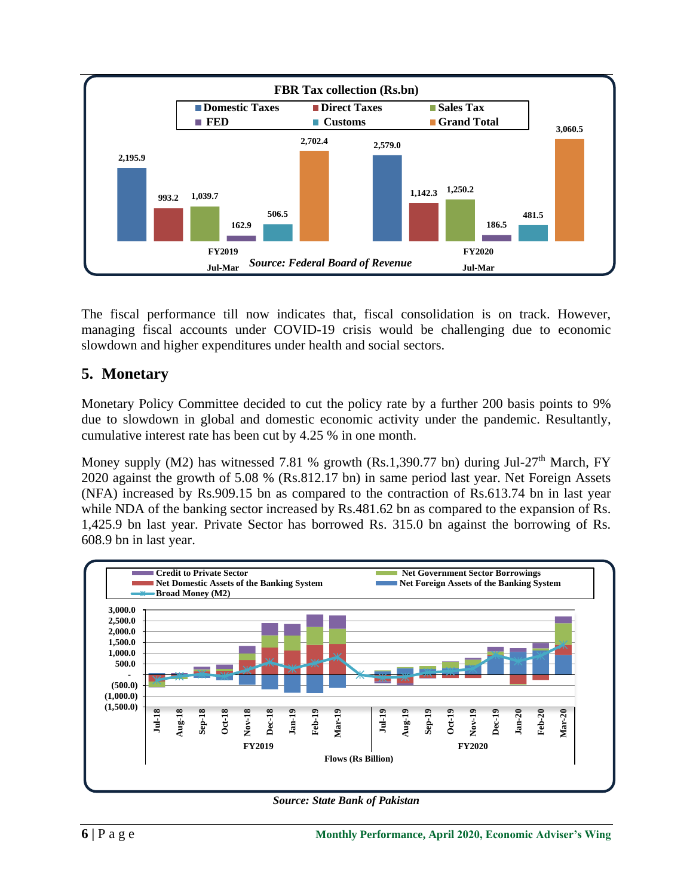**FBR Tax collection (Rs.bn)**

| | Domestic Taxes | Direct Taxes | Sales Tax | FED | Customs | Grand Total |
|---|---|---|---|---|---|---|
| FY2019 Jul-Mar | 2,195.9 | 993.2 | 1,039.7 | 162.9 | 506.5 | 2,702.4 |
| FY2020 Jul-Mar | 2,579.0 | 1,142.3 | 1,250.2 | 186.5 | 481.5 | 3,060.5 |

*Source: Federal Board of Revenue*

The fiscal performance till now indicates that, fiscal consolidation is on track. However, managing fiscal accounts under COVID-19 crisis would be challenging due to economic slowdown and higher expenditures under health and social sectors.

## 5. Monetary

Monetary Policy Committee decided to cut the policy rate by a further 200 basis points to 9% due to slowdown in global and domestic economic activity under the pandemic. Resultantly, cumulative interest rate has been cut by 4.25 % in one month.

Money supply (M2) has witnessed 7.81 % growth (Rs.1,390.77 bn) during Jul-27th March, FY 2020 against the growth of 5.08 % (Rs.812.17 bn) in same period last year. Net Foreign Assets (NFA) increased by Rs.909.15 bn as compared to the contraction of Rs.613.74 bn in last year while NDA of the banking sector increased by Rs.481.62 bn as compared to the expansion of Rs. 1,425.9 bn last year. Private Sector has borrowed Rs. 315.0 bn against the borrowing of Rs. 608.9 bn in last year.

*Source: State Bank of Pakistan*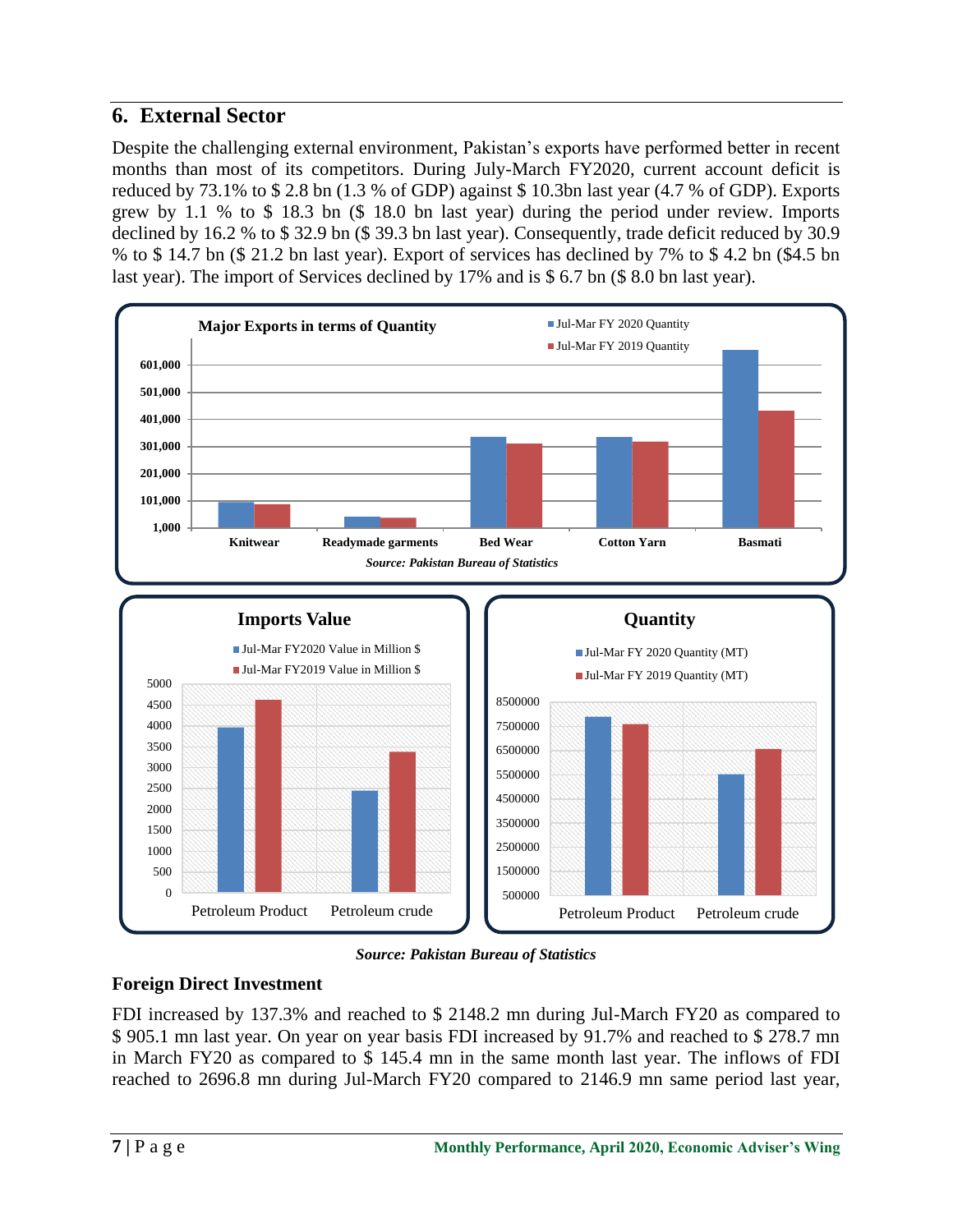## 6. External Sector

Despite the challenging external environment, Pakistan's exports have performed better in recent months than most of its competitors. During July-March FY2020, current account deficit is reduced by 73.1% to $ 2.8 bn (1.3 % of GDP) against $ 10.3bn last year (4.7 % of GDP). Exports grew by 1.1 % to $ 18.3 bn ($ 18.0 bn last year) during the period under review. Imports declined by 16.2 % to $ 32.9 bn ($ 39.3 bn last year). Consequently, trade deficit reduced by 30.9 % to $ 14.7 bn ($ 21.2 bn last year). Export of services has declined by 7% to $ 4.2 bn ($4.5 bn last year). The import of Services declined by 17% and is $ 6.7 bn ($ 8.0 bn last year).

**Major Exports in terms of Quantity**

Jul-Mar FY 2020 Quantity; Jul-Mar FY 2019 Quantity

Knitwear, Readymade garments, Bed Wear, Cotton Yarn, Basmati

*Source: Pakistan Bureau of Statistics*

**Imports Value**

Jul-Mar FY2020 Value in Million $; Jul-Mar FY2019 Value in Million $

Petroleum Product, Petroleum crude

**Quantity**

Jul-Mar FY 2020 Quantity (MT); Jul-Mar FY 2019 Quantity (MT)

Petroleum Product, Petroleum crude

*Source: Pakistan Bureau of Statistics*

### Foreign Direct Investment

FDI increased by 137.3% and reached to $ 2148.2 mn during Jul-March FY20 as compared to $ 905.1 mn last year. On year on year basis FDI increased by 91.7% and reached to $ 278.7 mn in March FY20 as compared to $ 145.4 mn in the same month last year. The inflows of FDI reached to 2696.8 mn during Jul-March FY20 compared to 2146.9 mn same period last year,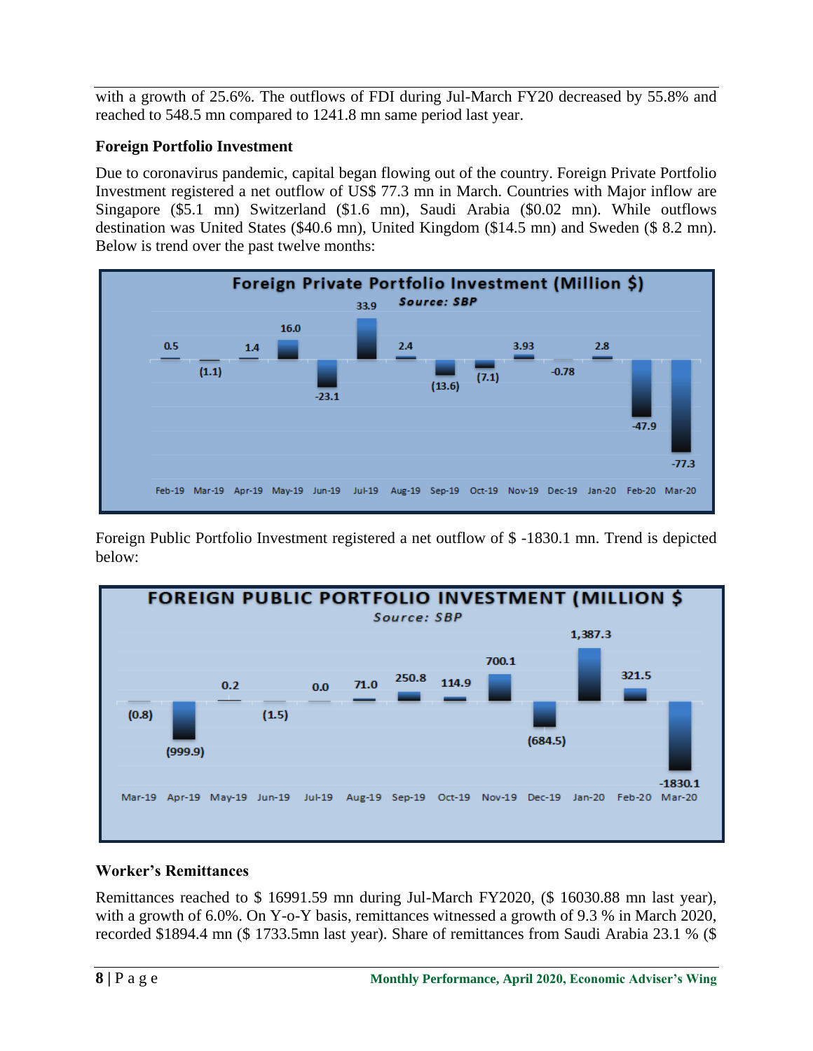with a growth of 25.6%. The outflows of FDI during Jul-March FY20 decreased by 55.8% and reached to 548.5 mn compared to 1241.8 mn same period last year.

### Foreign Portfolio Investment

Due to coronavirus pandemic, capital began flowing out of the country. Foreign Private Portfolio Investment registered a net outflow of US$ 77.3 mn in March. Countries with Major inflow are Singapore ($5.1 mn) Switzerland ($1.6 mn), Saudi Arabia ($0.02 mn). While outflows destination was United States ($40.6 mn), United Kingdom ($14.5 mn) and Sweden ($ 8.2 mn). Below is trend over the past twelve months:

**Foreign Private Portfolio Investment (Million $)**

*Source: SBP*

| Feb-19 | Mar-19 | Apr-19 | May-19 | Jun-19 | Jul-19 | Aug-19 | Sep-19 | Oct-19 | Nov-19 | Dec-19 | Jan-20 | Feb-20 | Mar-20 |
|---|---|---|---|---|---|---|---|---|---|---|---|---|---|
| 0.5 | (1.1) | 1.4 | 16.0 | -23.1 | 33.9 | 2.4 | (13.6) | (7.1) | 3.93 | -0.78 | 2.8 | -47.9 | -77.3 |

Foreign Public Portfolio Investment registered a net outflow of $ -1830.1 mn. Trend is depicted below:

**FOREIGN PUBLIC PORTFOLIO INVESTMENT (MILLION $**

*Source: SBP*

| Mar-19 | Apr-19 | May-19 | Jun-19 | Jul-19 | Aug-19 | Sep-19 | Oct-19 | Nov-19 | Dec-19 | Jan-20 | Feb-20 | Mar-20 |
|---|---|---|---|---|---|---|---|---|---|---|---|---|
| (0.8) | (999.9) | 0.2 | (1.5) | 0.0 | 71.0 | 250.8 | 114.9 | 700.1 | (684.5) | 1,387.3 | 321.5 | -1830.1 |

### Worker's Remittances

Remittances reached to $ 16991.59 mn during Jul-March FY2020, ($ 16030.88 mn last year), with a growth of 6.0%. On Y-o-Y basis, remittances witnessed a growth of 9.3 % in March 2020, recorded $1894.4 mn ($ 1733.5mn last year). Share of remittances from Saudi Arabia 23.1 % ($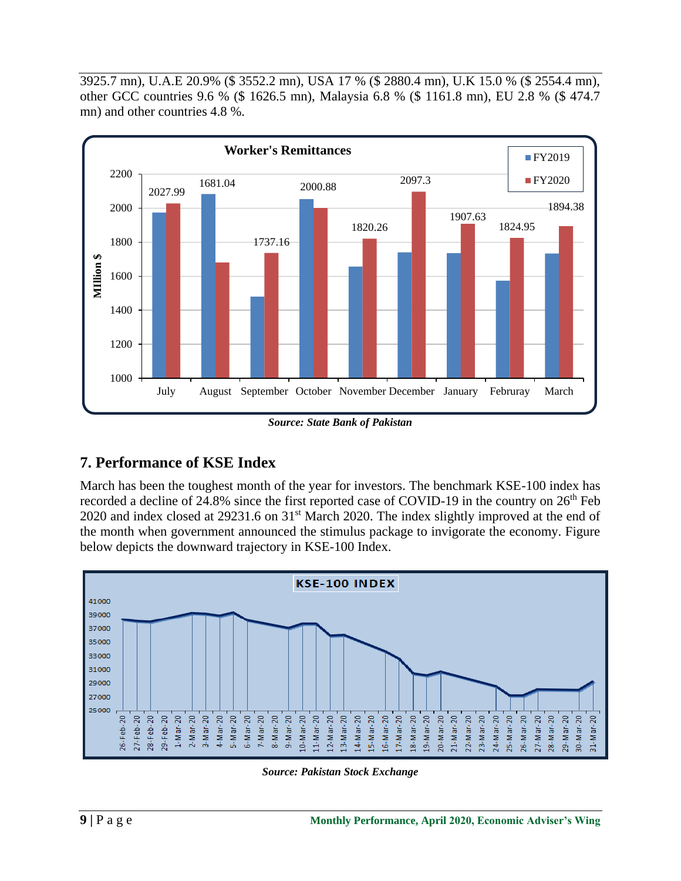3925.7 mn), U.A.E 20.9% ($ 3552.2 mn), USA 17 % ($ 2880.4 mn), U.K 15.0 % ($ 2554.4 mn), other GCC countries 9.6 % ($ 1626.5 mn), Malaysia 6.8 % ($ 1161.8 mn), EU 2.8 % ($ 474.7 mn) and other countries 4.8 %.

**Worker's Remittances**

| Month | FY2020 (Million $) |
|---|---|
| July | 2027.99 |
| August | 1681.04 |
| September | 1737.16 |
| October | 2000.88 |
| November | 1820.26 |
| December | 2097.3 |
| January | 1907.63 |
| Februray | 1824.95 |
| March | 1894.38 |

***Source: State Bank of Pakistan***

## 7. Performance of KSE Index

March has been the toughest month of the year for investors. The benchmark KSE-100 index has recorded a decline of 24.8% since the first reported case of COVID-19 in the country on 26th Feb 2020 and index closed at 29231.6 on 31st March 2020. The index slightly improved at the end of the month when government announced the stimulus package to invigorate the economy. Figure below depicts the downward trajectory in KSE-100 Index.

**KSE-100 INDEX**

***Source: Pakistan Stock Exchange***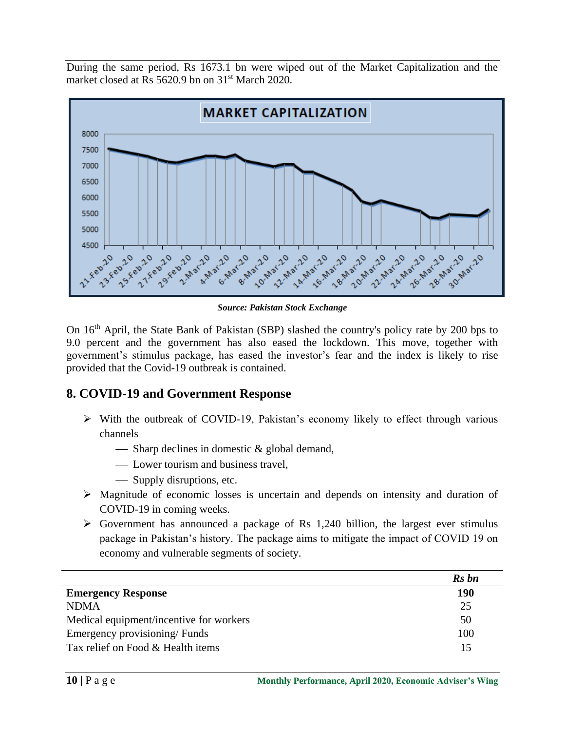During the same period, Rs 1673.1 bn were wiped out of the Market Capitalization and the market closed at Rs 5620.9 bn on 31st March 2020.

*Source: Pakistan Stock Exchange*

On 16th April, the State Bank of Pakistan (SBP) slashed the country's policy rate by 200 bps to 9.0 percent and the government has also eased the lockdown. This move, together with government's stimulus package, has eased the investor's fear and the index is likely to rise provided that the Covid-19 outbreak is contained.

## 8. COVID-19 and Government Response

- With the outbreak of COVID-19, Pakistan's economy likely to effect through various channels
  - Sharp declines in domestic & global demand,
  - Lower tourism and business travel,
  - Supply disruptions, etc.
- Magnitude of economic losses is uncertain and depends on intensity and duration of COVID-19 in coming weeks.
- Government has announced a package of Rs 1,240 billion, the largest ever stimulus package in Pakistan's history. The package aims to mitigate the impact of COVID 19 on economy and vulnerable segments of society.

| | ***Rs bn*** |
|---|---|
| **Emergency Response** | **190** |
| NDMA | 25 |
| Medical equipment/incentive for workers | 50 |
| Emergency provisioning/ Funds | 100 |
| Tax relief on Food & Health items | 15 |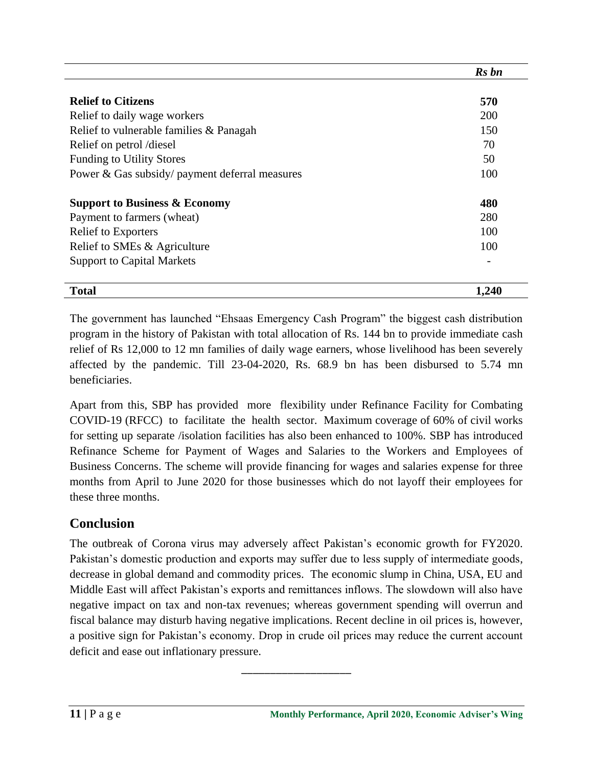| | *Rs bn* |
|---|---|
| **Relief to Citizens** | **570** |
| Relief to daily wage workers | 200 |
| Relief to vulnerable families & Panagah | 150 |
| Relief on petrol /diesel | 70 |
| Funding to Utility Stores | 50 |
| Power & Gas subsidy/ payment deferral measures | 100 |
| **Support to Business & Economy** | **480** |
| Payment to farmers (wheat) | 280 |
| Relief to Exporters | 100 |
| Relief to SMEs & Agriculture | 100 |
| Support to Capital Markets | - |
| **Total** | **1,240** |

The government has launched "Ehsaas Emergency Cash Program" the biggest cash distribution program in the history of Pakistan with total allocation of Rs. 144 bn to provide immediate cash relief of Rs 12,000 to 12 mn families of daily wage earners, whose livelihood has been severely affected by the pandemic. Till 23-04-2020, Rs. 68.9 bn has been disbursed to 5.74 mn beneficiaries.

Apart from this, SBP has provided more flexibility under Refinance Facility for Combating COVID-19 (RFCC) to facilitate the health sector. Maximum coverage of 60% of civil works for setting up separate /isolation facilities has also been enhanced to 100%. SBP has introduced Refinance Scheme for Payment of Wages and Salaries to the Workers and Employees of Business Concerns. The scheme will provide financing for wages and salaries expense for three months from April to June 2020 for those businesses which do not layoff their employees for these three months.

## Conclusion

The outbreak of Corona virus may adversely affect Pakistan's economic growth for FY2020. Pakistan's domestic production and exports may suffer due to less supply of intermediate goods, decrease in global demand and commodity prices. The economic slump in China, USA, EU and Middle East will affect Pakistan's exports and remittances inflows. The slowdown will also have negative impact on tax and non-tax revenues; whereas government spending will overrun and fiscal balance may disturb having negative implications. Recent decline in oil prices is, however, a positive sign for Pakistan's economy. Drop in crude oil prices may reduce the current account deficit and ease out inflationary pressure.

\_\_\_\_\_\_\_\_\_\_\_\_\_\_\_\_\_\_\_\_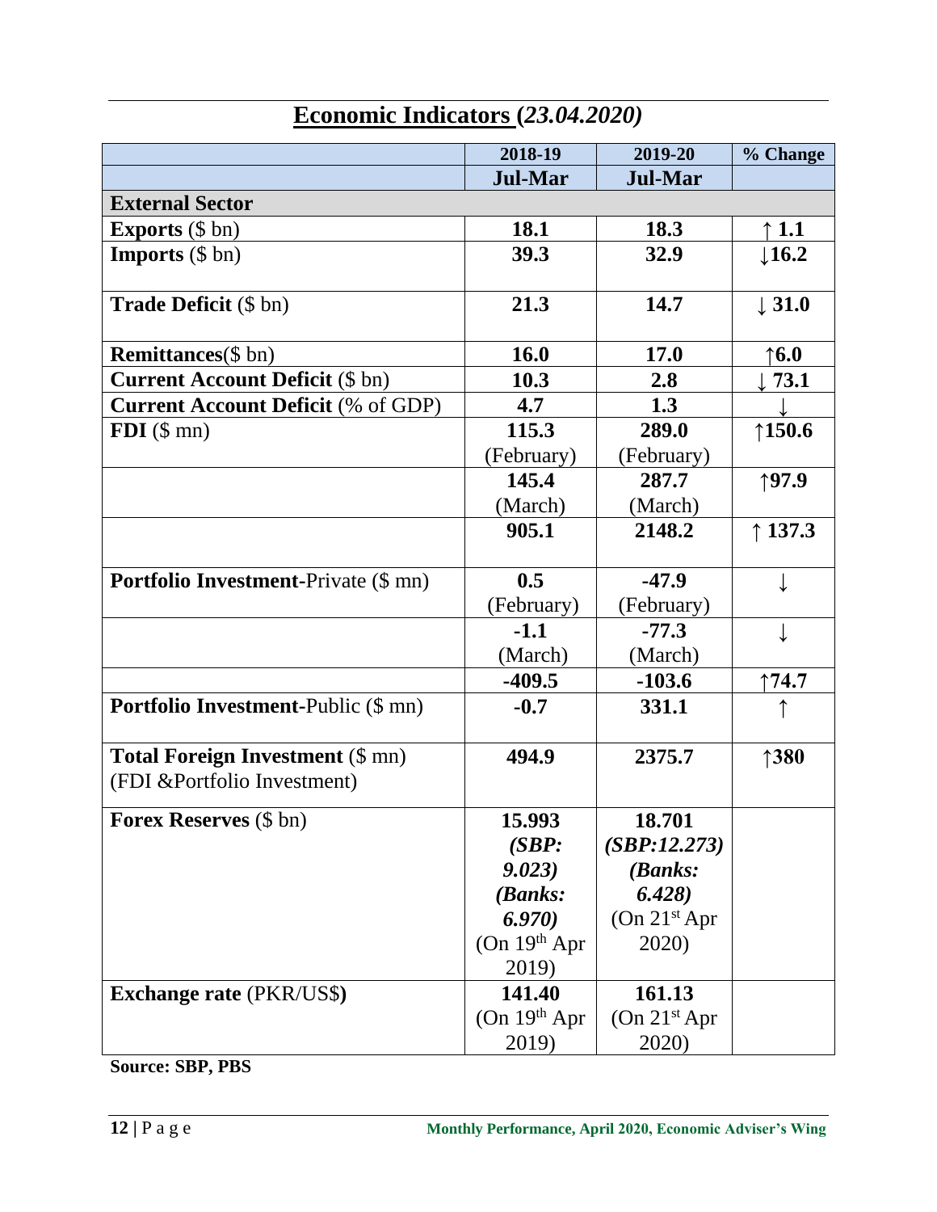## Economic Indicators (*23.04.2020)*

| | 2018-19 | 2019-20 | % Change |
|---|---|---|---|
| | **Jul-Mar** | **Jul-Mar** | |
| **External Sector** | | | |
| **Exports** ($ bn) | **18.1** | **18.3** | **↑ 1.1** |
| **Imports** ($ bn) | **39.3** | **32.9** | **↓16.2** |
| **Trade Deficit** ($ bn) | **21.3** | **14.7** | **↓ 31.0** |
| **Remittances**($ bn) | **16.0** | **17.0** | **↑6.0** |
| **Current Account Deficit** ($ bn) | **10.3** | **2.8** | **↓ 73.1** |
| **Current Account Deficit** (% of GDP) | **4.7** | **1.3** | ↓ |
| **FDI** ($ mn) | **115.3** (February) | **289.0** (February) | **↑150.6** |
| | **145.4** (March) | **287.7** (March) | **↑97.9** |
| | **905.1** | **2148.2** | **↑ 137.3** |
| **Portfolio Investment**-Private ($ mn) | **0.5** (February) | **-47.9** (February) | ↓ |
| | **-1.1** (March) | **-77.3** (March) | ↓ |
| | **-409.5** | **-103.6** | **↑74.7** |
| **Portfolio Investment**-Public ($ mn) | **-0.7** | **331.1** | ↑ |
| **Total Foreign Investment** ($ mn) (FDI &Portfolio Investment) | **494.9** | **2375.7** | **↑380** |
| **Forex Reserves** ($ bn) | **15.993** ***(SBP: 9.023)*** ***(Banks: 6.970)*** (On 19th Apr 2019) | **18.701** ***(SBP:12.273)*** ***(Banks: 6.428)*** (On 21st Apr 2020) | |
| **Exchange rate** (PKR/US$**)** | **141.40** (On 19th Apr 2019) | **161.13** (On 21st Apr 2020) | |

**Source: SBP, PBS**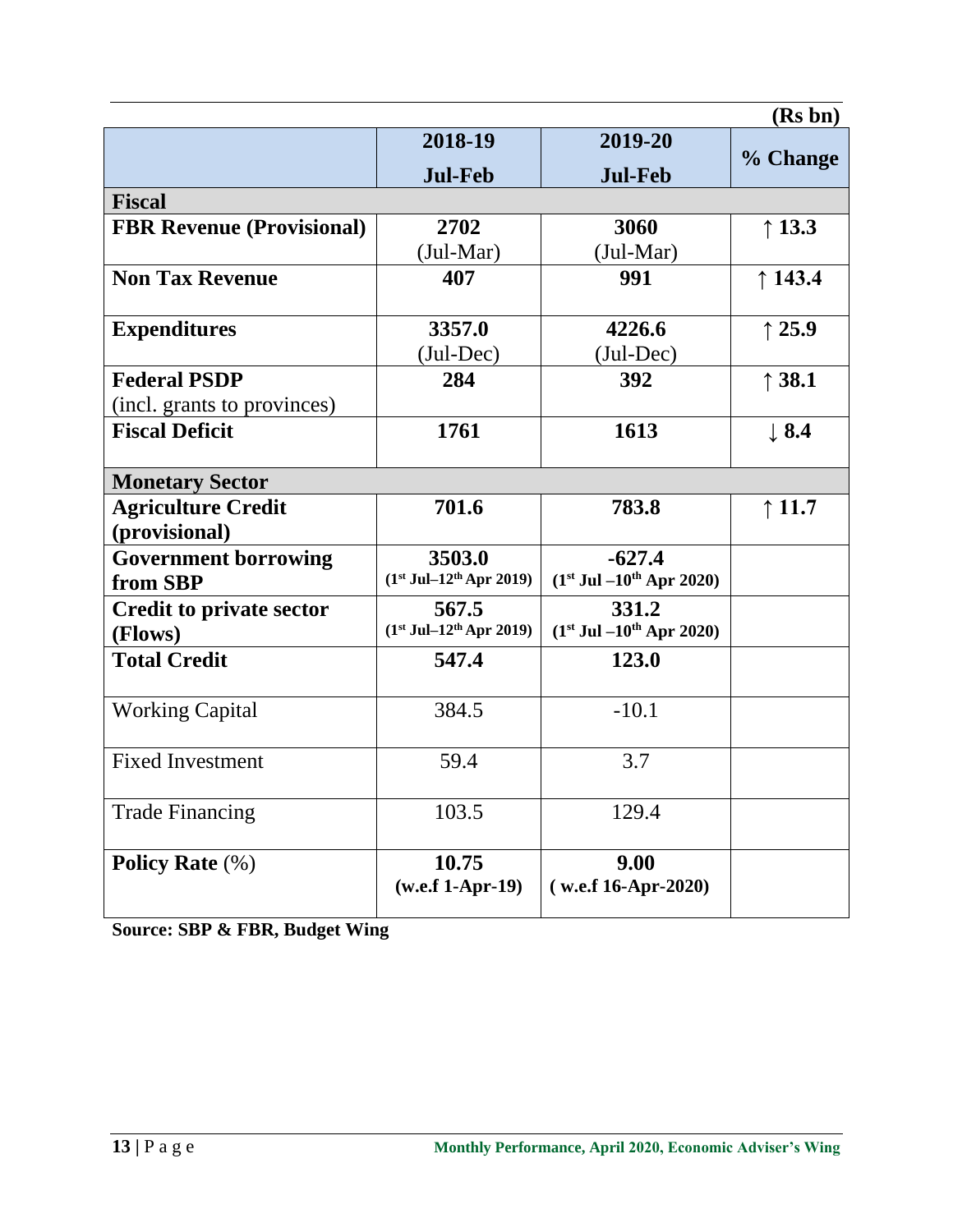(Rs bn)

| | 2018-19 Jul-Feb | 2019-20 Jul-Feb | % Change |
|---|---|---|---|
| **Fiscal** | | | |
| **FBR Revenue (Provisional)** | **2702** (Jul-Mar) | **3060** (Jul-Mar) | **↑ 13.3** |
| **Non Tax Revenue** | **407** | **991** | **↑ 143.4** |
| **Expenditures** | **3357.0** (Jul-Dec) | **4226.6** (Jul-Dec) | **↑ 25.9** |
| **Federal PSDP** (incl. grants to provinces) | **284** | **392** | **↑ 38.1** |
| **Fiscal Deficit** | **1761** | **1613** | **↓ 8.4** |
| **Monetary Sector** | | | |
| **Agriculture Credit (provisional)** | **701.6** | **783.8** | **↑ 11.7** |
| **Government borrowing from SBP** | **3503.0** (1st Jul–12th Apr 2019) | **-627.4** (1st Jul –10th Apr 2020) | |
| **Credit to private sector (Flows)** | **567.5** (1st Jul–12th Apr 2019) | **331.2** (1st Jul –10th Apr 2020) | |
| **Total Credit** | **547.4** | **123.0** | |
| Working Capital | 384.5 | -10.1 | |
| Fixed Investment | 59.4 | 3.7 | |
| Trade Financing | 103.5 | 129.4 | |
| **Policy Rate** (%) | **10.75** (w.e.f 1-Apr-19) | **9.00** ( w.e.f 16-Apr-2020) | |

**Source: SBP & FBR, Budget Wing**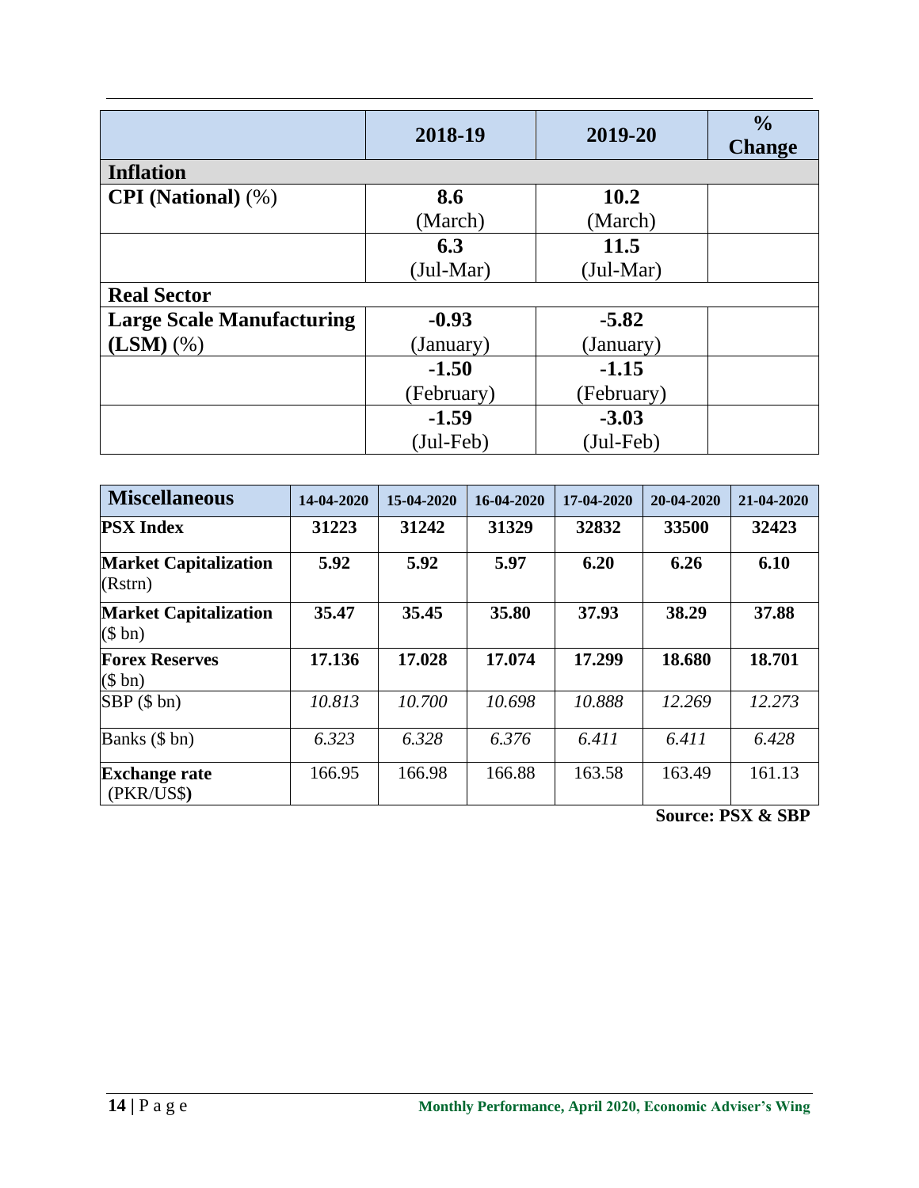| | 2018-19 | 2019-20 | % Change |
|---|---|---|---|
| **Inflation** | | | |
| **CPI (National)** (%) | **8.6** (March) | **10.2** (March) | |
| | **6.3** (Jul-Mar) | **11.5** (Jul-Mar) | |
| **Real Sector** | | | |
| **Large Scale Manufacturing (LSM)** (%) | **-0.93** (January) | **-5.82** (January) | |
| | **-1.50** (February) | **-1.15** (February) | |
| | **-1.59** (Jul-Feb) | **-3.03** (Jul-Feb) | |

| **Miscellaneous** | 14-04-2020 | 15-04-2020 | 16-04-2020 | 17-04-2020 | 20-04-2020 | 21-04-2020 |
|---|---|---|---|---|---|---|
| **PSX Index** | **31223** | **31242** | **31329** | **32832** | **33500** | **32423** |
| **Market Capitalization** (Rstrn) | **5.92** | **5.92** | **5.97** | **6.20** | **6.26** | **6.10** |
| **Market Capitalization** ($ bn) | **35.47** | **35.45** | **35.80** | **37.93** | **38.29** | **37.88** |
| **Forex Reserves** ($ bn) | **17.136** | **17.028** | **17.074** | **17.299** | **18.680** | **18.701** |
| SBP ($ bn) | *10.813* | *10.700* | *10.698* | *10.888* | *12.269* | *12.273* |
| Banks ($ bn) | *6.323* | *6.328* | *6.376* | *6.411* | *6.411* | *6.428* |
| **Exchange rate** (PKR/US$) | 166.95 | 166.98 | 166.88 | 163.58 | 163.49 | 161.13 |

**Source: PSX & SBP**